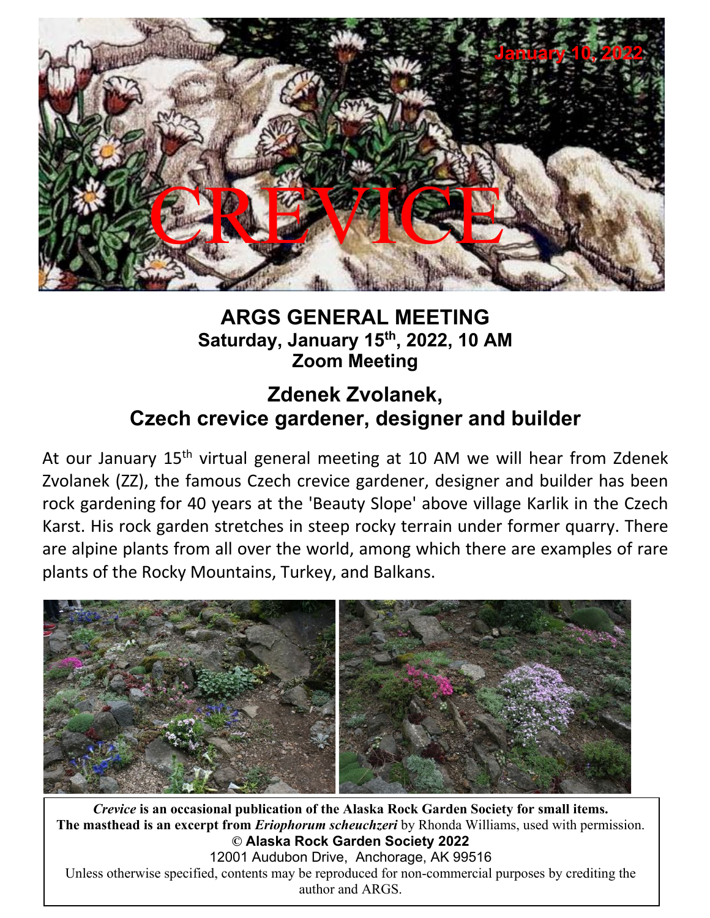January 10, 2022

# CREVICE

## ARGS GENERAL MEETING

**Saturday, January 15th, 2022, 10 AM**
**Zoom Meeting**

## Zdenek Zvolanek, Czech crevice gardener, designer and builder

At our January 15th virtual general meeting at 10 AM we will hear from Zdenek Zvolanek (ZZ), the famous Czech crevice gardener, designer and builder has been rock gardening for 40 years at the 'Beauty Slope' above village Karlik in the Czech Karst. His rock garden stretches in steep rocky terrain under former quarry. There are alpine plants from all over the world, among which there are examples of rare plants of the Rocky Mountains, Turkey, and Balkans.

***Crevice*** **is an occasional publication of the Alaska Rock Garden Society for small items.**
**The masthead is an excerpt from** ***Eriophorum scheuchzeri*** by Rhonda Williams, used with permission.
**© Alaska Rock Garden Society 2022**
12001 Audubon Drive, Anchorage, AK 99516
Unless otherwise specified, contents may be reproduced for non-commercial purposes by crediting the author and ARGS.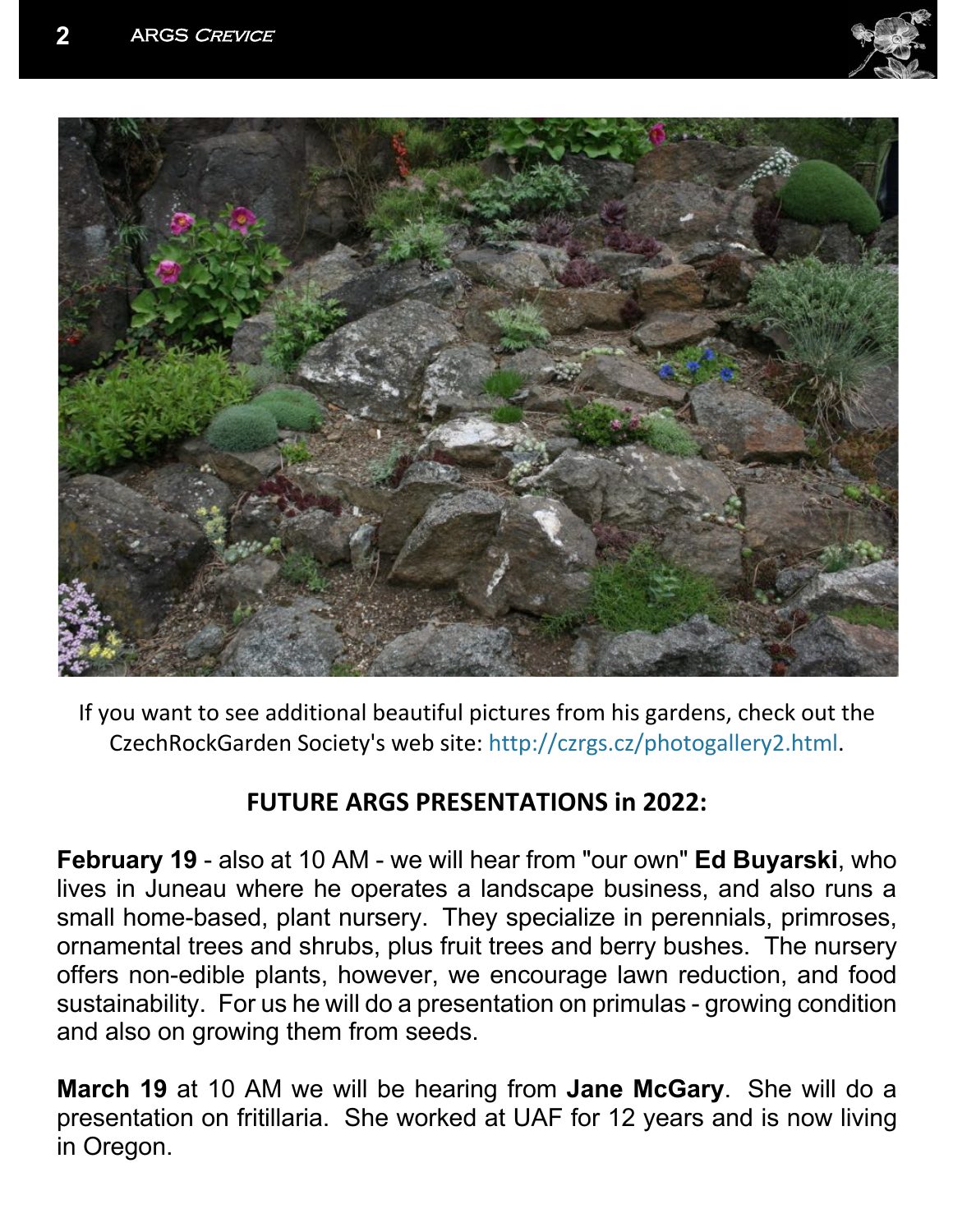If you want to see additional beautiful pictures from his gardens, check out the CzechRockGarden Society's web site: http://czrgs.cz/photogallery2.html.

## FUTURE ARGS PRESENTATIONS in 2022:

**February 19** - also at 10 AM - we will hear from "our own" **Ed Buyarski**, who lives in Juneau where he operates a landscape business, and also runs a small home-based, plant nursery. They specialize in perennials, primroses, ornamental trees and shrubs, plus fruit trees and berry bushes. The nursery offers non-edible plants, however, we encourage lawn reduction, and food sustainability. For us he will do a presentation on primulas - growing condition and also on growing them from seeds.

**March 19** at 10 AM we will be hearing from **Jane McGary**. She will do a presentation on fritillaria. She worked at UAF for 12 years and is now living in Oregon.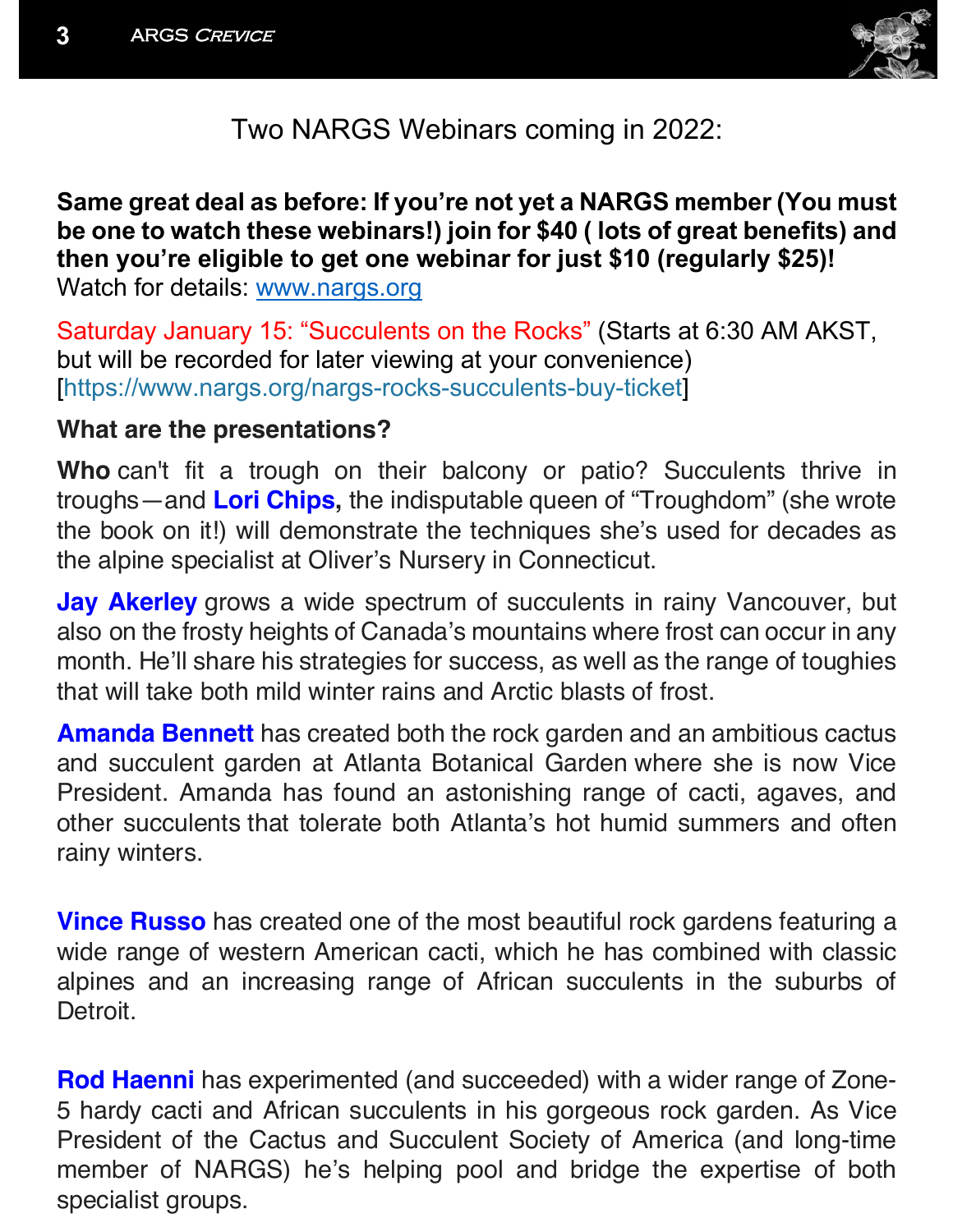## Two NARGS Webinars coming in 2022:

**Same great deal as before: If you're not yet a NARGS member (You must be one to watch these webinars!) join for $40 ( lots of great benefits) and then you're eligible to get one webinar for just $10 (regularly $25)!** Watch for details: www.nargs.org

Saturday January 15: "Succulents on the Rocks" (Starts at 6:30 AM AKST, but will be recorded for later viewing at your convenience) [https://www.nargs.org/nargs-rocks-succulents-buy-ticket]

**What are the presentations?**

**Who** can't fit a trough on their balcony or patio? Succulents thrive in troughs—and **Lori Chips,** the indisputable queen of "Troughdom" (she wrote the book on it!) will demonstrate the techniques she's used for decades as the alpine specialist at Oliver's Nursery in Connecticut.

**Jay Akerley** grows a wide spectrum of succulents in rainy Vancouver, but also on the frosty heights of Canada's mountains where frost can occur in any month. He'll share his strategies for success, as well as the range of toughies that will take both mild winter rains and Arctic blasts of frost.

**Amanda Bennett** has created both the rock garden and an ambitious cactus and succulent garden at Atlanta Botanical Garden where she is now Vice President. Amanda has found an astonishing range of cacti, agaves, and other succulents that tolerate both Atlanta's hot humid summers and often rainy winters.

**Vince Russo** has created one of the most beautiful rock gardens featuring a wide range of western American cacti, which he has combined with classic alpines and an increasing range of African succulents in the suburbs of Detroit.

**Rod Haenni** has experimented (and succeeded) with a wider range of Zone-5 hardy cacti and African succulents in his gorgeous rock garden. As Vice President of the Cactus and Succulent Society of America (and long-time member of NARGS) he's helping pool and bridge the expertise of both specialist groups.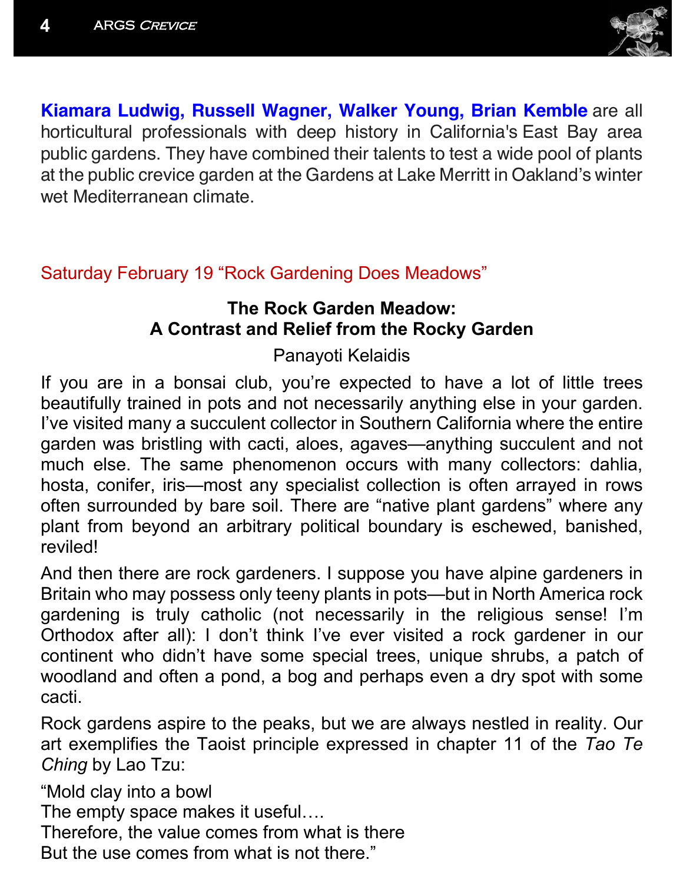**Kiamara Ludwig, Russell Wagner, Walker Young, Brian Kemble** are all horticultural professionals with deep history in California's East Bay area public gardens. They have combined their talents to test a wide pool of plants at the public crevice garden at the Gardens at Lake Merritt in Oakland's winter wet Mediterranean climate.

Saturday February 19 "Rock Gardening Does Meadows"

## The Rock Garden Meadow: A Contrast and Relief from the Rocky Garden

Panayoti Kelaidis

If you are in a bonsai club, you're expected to have a lot of little trees beautifully trained in pots and not necessarily anything else in your garden. I've visited many a succulent collector in Southern California where the entire garden was bristling with cacti, aloes, agaves—anything succulent and not much else. The same phenomenon occurs with many collectors: dahlia, hosta, conifer, iris—most any specialist collection is often arrayed in rows often surrounded by bare soil. There are "native plant gardens" where any plant from beyond an arbitrary political boundary is eschewed, banished, reviled!

And then there are rock gardeners. I suppose you have alpine gardeners in Britain who may possess only teeny plants in pots—but in North America rock gardening is truly catholic (not necessarily in the religious sense! I'm Orthodox after all): I don't think I've ever visited a rock gardener in our continent who didn't have some special trees, unique shrubs, a patch of woodland and often a pond, a bog and perhaps even a dry spot with some cacti.

Rock gardens aspire to the peaks, but we are always nestled in reality. Our art exemplifies the Taoist principle expressed in chapter 11 of the *Tao Te Ching* by Lao Tzu:

"Mold clay into a bowl  
The empty space makes it useful….  
Therefore, the value comes from what is there  
But the use comes from what is not there."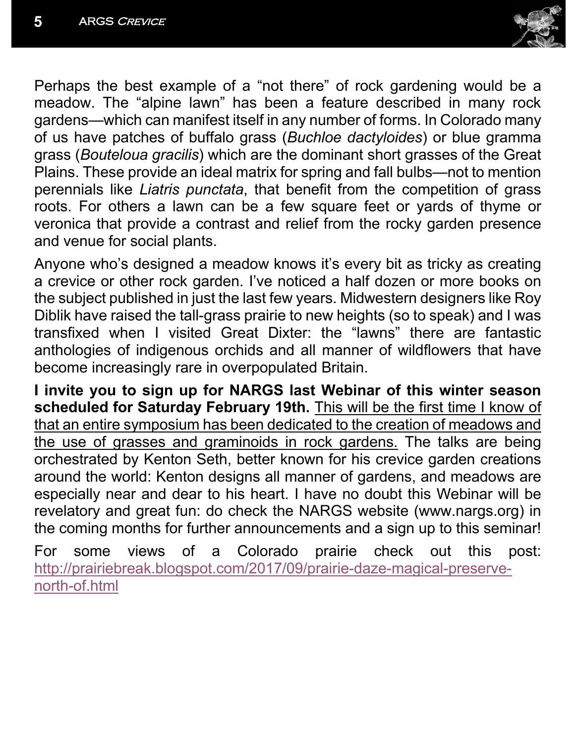Perhaps the best example of a "not there" of rock gardening would be a meadow. The "alpine lawn" has been a feature described in many rock gardens—which can manifest itself in any number of forms. In Colorado many of us have patches of buffalo grass (*Buchloe dactyloides*) or blue gramma grass (*Bouteloua gracilis*) which are the dominant short grasses of the Great Plains. These provide an ideal matrix for spring and fall bulbs—not to mention perennials like *Liatris punctata*, that benefit from the competition of grass roots. For others a lawn can be a few square feet or yards of thyme or veronica that provide a contrast and relief from the rocky garden presence and venue for social plants.

Anyone who's designed a meadow knows it's every bit as tricky as creating a crevice or other rock garden. I've noticed a half dozen or more books on the subject published in just the last few years. Midwestern designers like Roy Diblik have raised the tall-grass prairie to new heights (so to speak) and I was transfixed when I visited Great Dixter: the "lawns" there are fantastic anthologies of indigenous orchids and all manner of wildflowers that have become increasingly rare in overpopulated Britain.

**I invite you to sign up for NARGS last Webinar of this winter season scheduled for Saturday February 19th.** <u>This will be the first time I know of that an entire symposium has been dedicated to the creation of meadows and the use of grasses and graminoids in rock gardens.</u> The talks are being orchestrated by Kenton Seth, better known for his crevice garden creations around the world: Kenton designs all manner of gardens, and meadows are especially near and dear to his heart. I have no doubt this Webinar will be revelatory and great fun: do check the NARGS website (www.nargs.org) in the coming months for further announcements and a sign up to this seminar!

For some views of a Colorado prairie check out this post: [http://prairiebreak.blogspot.com/2017/09/prairie-daze-magical-preserve-north-of.html](http://prairiebreak.blogspot.com/2017/09/prairie-daze-magical-preserve-north-of.html)